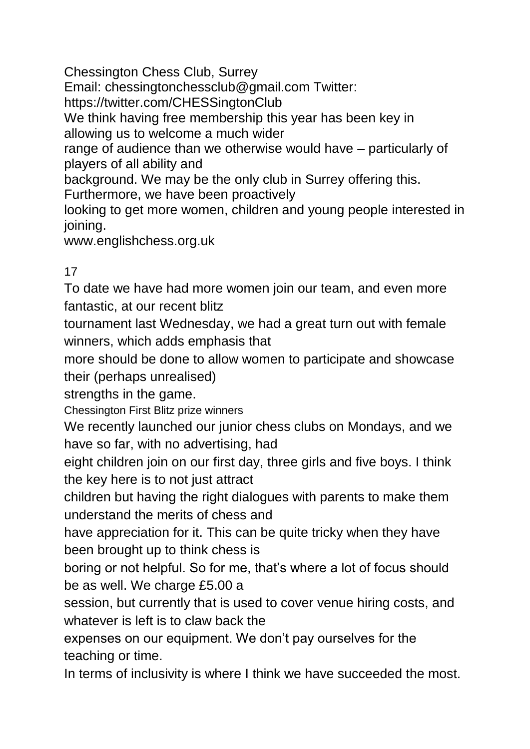Chessington Chess Club, Surrey

Email: chessingtonchessclub@gmail.com Twitter: https://twitter.com/CHESSingtonClub

We think having free membership this year has been key in allowing us to welcome a much wider range of audience than we otherwise would have – particularly of players of all ability and background. We may be the only club in Surrey offering this. Furthermore, we have been proactively looking to get more women, children and young people interested in joining.

To date we have had more women join our team, and even more fantastic, at our recent blitz tournament last Wednesday, we had a great turn out with female winners, which adds emphasis that more should be done to allow women to participate and showcase their (perhaps unrealised) strengths in the game.

Chessington First Blitz prize winners

We recently launched our junior chess clubs on Mondays, and we have so far, with no advertising, had eight children join on our first day, three girls and five boys. I think the key here is to not just attract children but having the right dialogues with parents to make them understand the merits of chess and have appreciation for it. This can be quite tricky when they have been brought up to think chess is boring or not helpful. So for me, that's where a lot of focus should be as well. We charge £5.00 a session, but currently that is used to cover venue hiring costs, and whatever is left is to claw back the expenses on our equipment. We don't pay ourselves for the teaching or time.

In terms of inclusivity is where I think we have succeeded the most.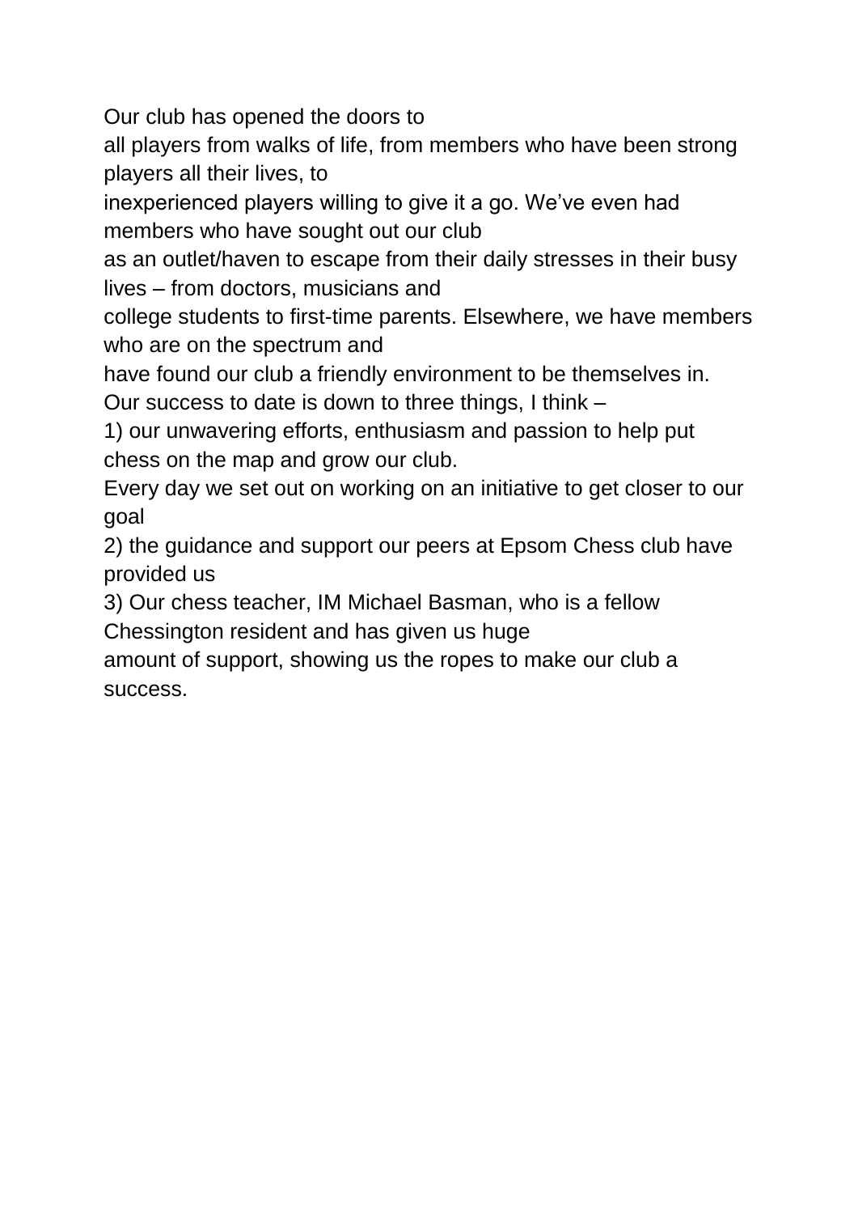Our club has opened the doors to all players from walks of life, from members who have been strong players all their lives, to inexperienced players willing to give it a go. We've even had members who have sought out our club as an outlet/haven to escape from their daily stresses in their busy lives – from doctors, musicians and college students to first-time parents. Elsewhere, we have members who are on the spectrum and have found our club a friendly environment to be themselves in.

Our success to date is down to three things, I think –

1) our unwavering efforts, enthusiasm and passion to help put chess on the map and grow our club. Every day we set out on working on an initiative to get closer to our goal
2) the guidance and support our peers at Epsom Chess club have provided us
3) Our chess teacher, IM Michael Basman, who is a fellow Chessington resident and has given us huge amount of support, showing us the ropes to make our club a success.